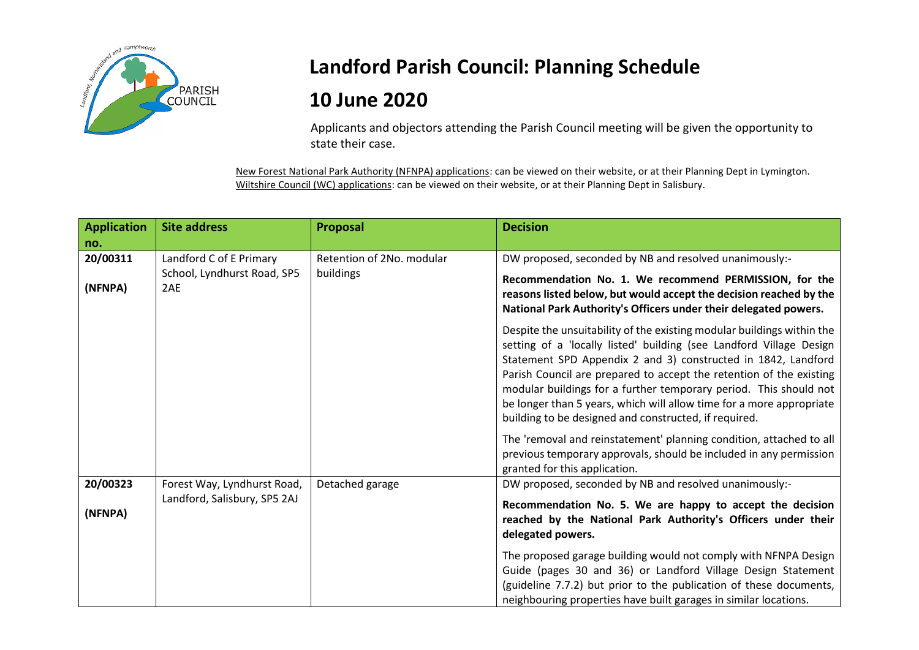# Landford Parish Council: Planning Schedule

# 10 June 2020

Applicants and objectors attending the Parish Council meeting will be given the opportunity to state their case.

New Forest National Park Authority (NFNPA) applications: can be viewed on their website, or at their Planning Dept in Lymington.
Wiltshire Council (WC) applications: can be viewed on their website, or at their Planning Dept in Salisbury.

| Application no. | Site address | Proposal | Decision |
|---|---|---|---|
| 20/00311<br><br>(NFNPA) | Landford C of E Primary School, Lyndhurst Road, SP5 2AE | Retention of 2No. modular buildings | DW proposed, seconded by NB and resolved unanimously:-<br><br>**Recommendation No. 1. We recommend PERMISSION, for the reasons listed below, but would accept the decision reached by the National Park Authority's Officers under their delegated powers.**<br><br>Despite the unsuitability of the existing modular buildings within the setting of a 'locally listed' building (see Landford Village Design Statement SPD Appendix 2 and 3) constructed in 1842, Landford Parish Council are prepared to accept the retention of the existing modular buildings for a further temporary period. This should not be longer than 5 years, which will allow time for a more appropriate building to be designed and constructed, if required.<br><br>The 'removal and reinstatement' planning condition, attached to all previous temporary approvals, should be included in any permission granted for this application. |
| 20/00323<br><br>(NFNPA) | Forest Way, Lyndhurst Road, Landford, Salisbury, SP5 2AJ | Detached garage | DW proposed, seconded by NB and resolved unanimously:-<br><br>**Recommendation No. 5. We are happy to accept the decision reached by the National Park Authority's Officers under their delegated powers.**<br><br>The proposed garage building would not comply with NFNPA Design Guide (pages 30 and 36) or Landford Village Design Statement (guideline 7.7.2) but prior to the publication of these documents, neighbouring properties have built garages in similar locations. |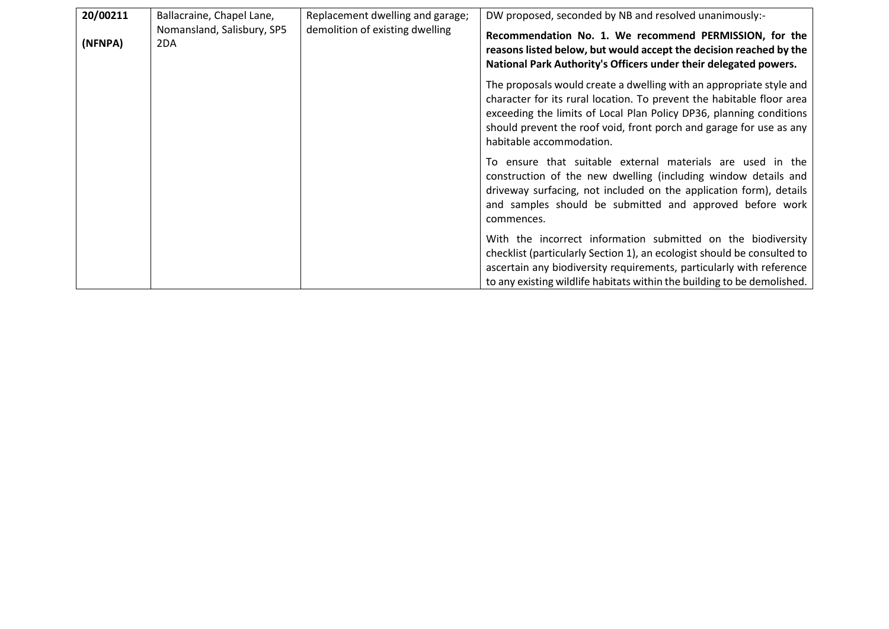| | | | |
|---|---|---|---|
| **20/00211**<br><br>**(NFNPA)** | Ballacraine, Chapel Lane, Nomansland, Salisbury, SP5 2DA | Replacement dwelling and garage; demolition of existing dwelling | DW proposed, seconded by NB and resolved unanimously:-<br><br>**Recommendation No. 1. We recommend PERMISSION, for the reasons listed below, but would accept the decision reached by the National Park Authority's Officers under their delegated powers.**<br><br>The proposals would create a dwelling with an appropriate style and character for its rural location. To prevent the habitable floor area exceeding the limits of Local Plan Policy DP36, planning conditions should prevent the roof void, front porch and garage for use as any habitable accommodation.<br><br>To ensure that suitable external materials are used in the construction of the new dwelling (including window details and driveway surfacing, not included on the application form), details and samples should be submitted and approved before work commences.<br><br>With the incorrect information submitted on the biodiversity checklist (particularly Section 1), an ecologist should be consulted to ascertain any biodiversity requirements, particularly with reference to any existing wildlife habitats within the building to be demolished. |